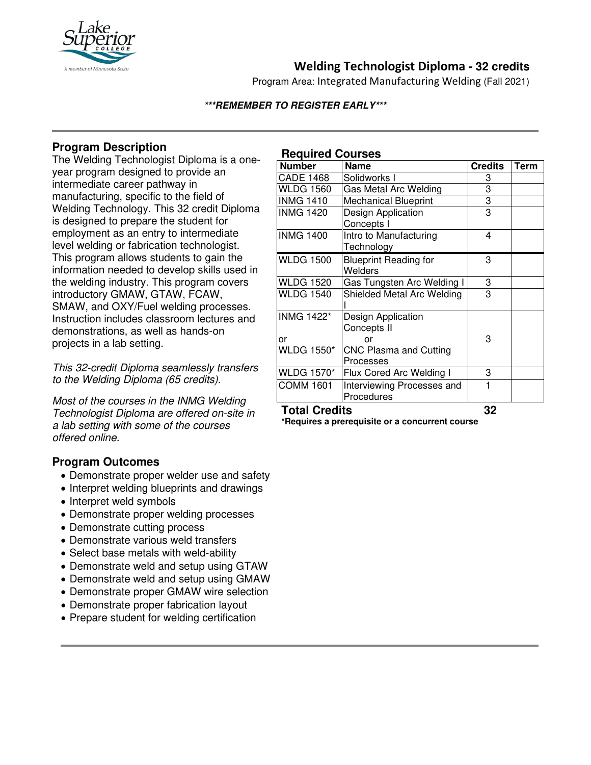# Welding Technologist Diploma - 32 credits

Program Area: Integrated Manufacturing Welding (Fall 2021)

***REMEMBER TO REGISTER EARLY***

## Program Description

The Welding Technologist Diploma is a one-year program designed to provide an intermediate career pathway in manufacturing, specific to the field of Welding Technology. This 32 credit Diploma is designed to prepare the student for employment as an entry to intermediate level welding or fabrication technologist. This program allows students to gain the information needed to develop skills used in the welding industry. This program covers introductory GMAW, GTAW, FCAW, SMAW, and OXY/Fuel welding processes. Instruction includes classroom lectures and demonstrations, as well as hands-on projects in a lab setting.

*This 32-credit Diploma seamlessly transfers to the Welding Diploma (65 credits).*

*Most of the courses in the INMG Welding Technologist Diploma are offered on-site in a lab setting with some of the courses offered online.*

## Program Outcomes

- Demonstrate proper welder use and safety
- Interpret welding blueprints and drawings
- Interpret weld symbols
- Demonstrate proper welding processes
- Demonstrate cutting process
- Demonstrate various weld transfers
- Select base metals with weld-ability
- Demonstrate weld and setup using GTAW
- Demonstrate weld and setup using GMAW
- Demonstrate proper GMAW wire selection
- Demonstrate proper fabrication layout
- Prepare student for welding certification

## Required Courses

| Number | Name | Credits | Term |
|---|---|---|---|
| CADE 1468 | Solidworks I | 3 | |
| WLDG 1560 | Gas Metal Arc Welding | 3 | |
| INMG 1410 | Mechanical Blueprint | 3 | |
| INMG 1420 | Design Application Concepts I | 3 | |
| INMG 1400 | Intro to Manufacturing Technology | 4 | |
| WLDG 1500 | Blueprint Reading for Welders | 3 | |
| WLDG 1520 | Gas Tungsten Arc Welding I | 3 | |
| WLDG 1540 | Shielded Metal Arc Welding I | 3 | |
| INMG 1422* or WLDG 1550* | Design Application Concepts II or CNC Plasma and Cutting Processes | 3 | |
| WLDG 1570* | Flux Cored Arc Welding I | 3 | |
| COMM 1601 | Interviewing Processes and Procedures | 1 | |
| **Total Credits** | | **32** | |

**\*Requires a prerequisite or a concurrent course**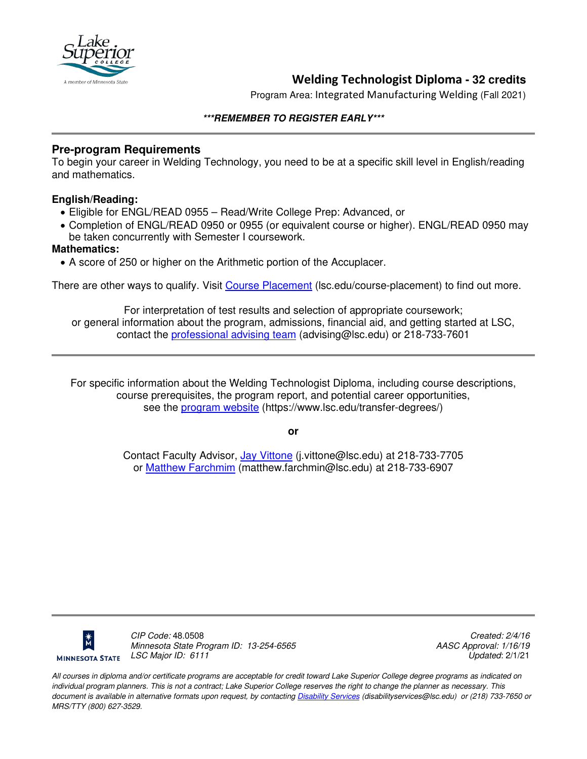# Welding Technologist Diploma - 32 credits

Program Area: Integrated Manufacturing Welding (Fall 2021)

***REMEMBER TO REGISTER EARLY***

## Pre-program Requirements

To begin your career in Welding Technology, you need to be at a specific skill level in English/reading and mathematics.

**English/Reading:**

- Eligible for ENGL/READ 0955 – Read/Write College Prep: Advanced, or
- Completion of ENGL/READ 0950 or 0955 (or equivalent course or higher). ENGL/READ 0950 may be taken concurrently with Semester I coursework.

**Mathematics:**

- A score of 250 or higher on the Arithmetic portion of the Accuplacer.

There are other ways to qualify. Visit Course Placement (lsc.edu/course-placement) to find out more.

For interpretation of test results and selection of appropriate coursework; or general information about the program, admissions, financial aid, and getting started at LSC, contact the professional advising team (advising@lsc.edu) or 218-733-7601

For specific information about the Welding Technologist Diploma, including course descriptions, course prerequisites, the program report, and potential career opportunities, see the program website (https://www.lsc.edu/transfer-degrees/)

**or**

Contact Faculty Advisor, Jay Vittone (j.vittone@lsc.edu) at 218-733-7705 or Matthew Farchmim (matthew.farchmin@lsc.edu) at 218-733-6907

*CIP Code:* 48.0508
*Minnesota State Program ID: 13-254-6565*
*LSC Major ID: 6111*

*Created: 2/4/16*
*AASC Approval: 1/16/19*
*Updated*: 2/1/21

*All courses in diploma and/or certificate programs are acceptable for credit toward Lake Superior College degree programs as indicated on individual program planners. This is not a contract; Lake Superior College reserves the right to change the planner as necessary. This document is available in alternative formats upon request, by contacting Disability Services (disabilityservices@lsc.edu) or (218) 733-7650 or MRS/TTY (800) 627-3529.*